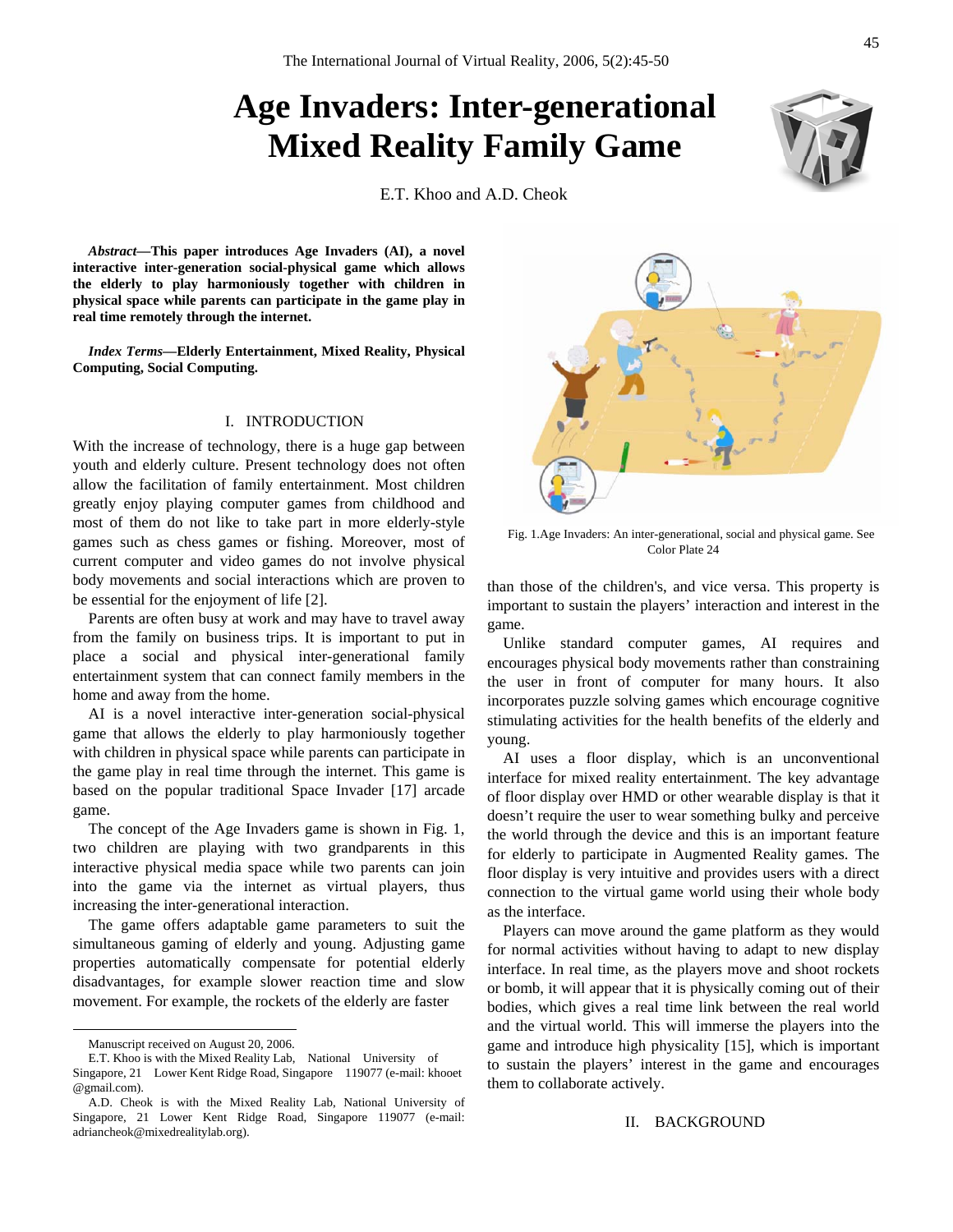# Age Invaders: Inter-generational Mixed Reality Family Game

E.T. Khoo and A.D. Cheok

***Abstract*—This paper introduces Age Invaders (AI), a novel interactive inter-generation social-physical game which allows the elderly to play harmoniously together with children in physical space while parents can participate in the game play in real time remotely through the internet.**

***Index Terms*—Elderly Entertainment, Mixed Reality, Physical Computing, Social Computing.**

## I. INTRODUCTION

With the increase of technology, there is a huge gap between youth and elderly culture. Present technology does not often allow the facilitation of family entertainment. Most children greatly enjoy playing computer games from childhood and most of them do not like to take part in more elderly-style games such as chess games or fishing. Moreover, most of current computer and video games do not involve physical body movements and social interactions which are proven to be essential for the enjoyment of life [2].

Parents are often busy at work and may have to travel away from the family on business trips. It is important to put in place a social and physical inter-generational family entertainment system that can connect family members in the home and away from the home.

AI is a novel interactive inter-generation social-physical game that allows the elderly to play harmoniously together with children in physical space while parents can participate in the game play in real time through the internet. This game is based on the popular traditional Space Invader [17] arcade game.

The concept of the Age Invaders game is shown in Fig. 1, two children are playing with two grandparents in this interactive physical media space while two parents can join into the game via the internet as virtual players, thus increasing the inter-generational interaction.

The game offers adaptable game parameters to suit the simultaneous gaming of elderly and young. Adjusting game properties automatically compensate for potential elderly disadvantages, for example slower reaction time and slow movement. For example, the rockets of the elderly are faster than those of the children's, and vice versa. This property is important to sustain the players' interaction and interest in the game.

Fig. 1.Age Invaders: An inter-generational, social and physical game. See Color Plate 24

Unlike standard computer games, AI requires and encourages physical body movements rather than constraining the user in front of computer for many hours. It also incorporates puzzle solving games which encourage cognitive stimulating activities for the health benefits of the elderly and young.

AI uses a floor display, which is an unconventional interface for mixed reality entertainment. The key advantage of floor display over HMD or other wearable display is that it doesn't require the user to wear something bulky and perceive the world through the device and this is an important feature for elderly to participate in Augmented Reality games. The floor display is very intuitive and provides users with a direct connection to the virtual game world using their whole body as the interface.

Players can move around the game platform as they would for normal activities without having to adapt to new display interface. In real time, as the players move and shoot rockets or bomb, it will appear that it is physically coming out of their bodies, which gives a real time link between the real world and the virtual world. This will immerse the players into the game and introduce high physicality [15], which is important to sustain the players' interest in the game and encourages them to collaborate actively.

## II. BACKGROUND

---

Manuscript received on August 20, 2006.

E.T. Khoo is with the Mixed Reality Lab, National University of Singapore, 21 Lower Kent Ridge Road, Singapore 119077 (e-mail: khooet@gmail.com).

A.D. Cheok is with the Mixed Reality Lab, National University of Singapore, 21 Lower Kent Ridge Road, Singapore 119077 (e-mail: adriancheok@mixedrealitylab.org).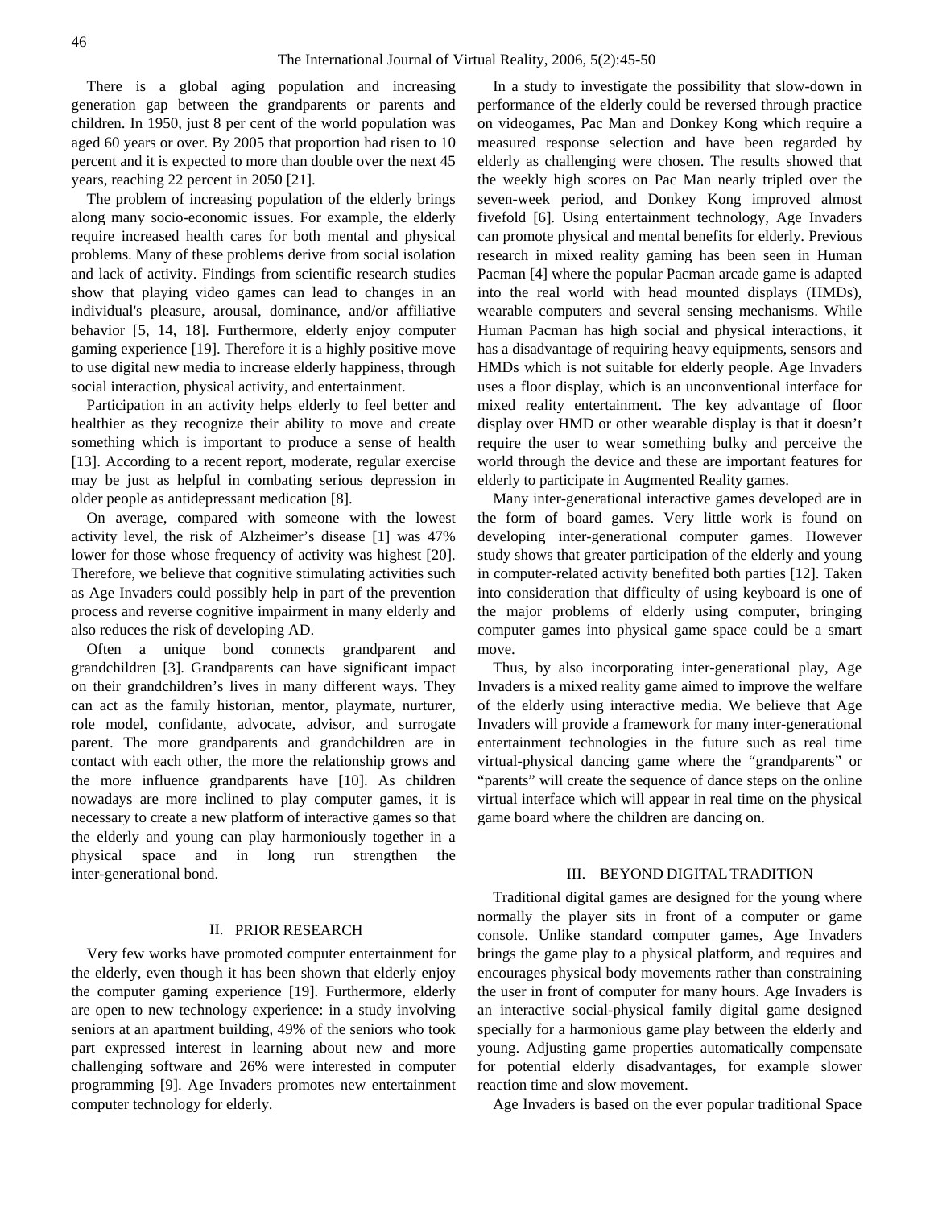There is a global aging population and increasing generation gap between the grandparents or parents and children. In 1950, just 8 per cent of the world population was aged 60 years or over. By 2005 that proportion had risen to 10 percent and it is expected to more than double over the next 45 years, reaching 22 percent in 2050 [21].

The problem of increasing population of the elderly brings along many socio-economic issues. For example, the elderly require increased health cares for both mental and physical problems. Many of these problems derive from social isolation and lack of activity. Findings from scientific research studies show that playing video games can lead to changes in an individual's pleasure, arousal, dominance, and/or affiliative behavior [5, 14, 18]. Furthermore, elderly enjoy computer gaming experience [19]. Therefore it is a highly positive move to use digital new media to increase elderly happiness, through social interaction, physical activity, and entertainment.

Participation in an activity helps elderly to feel better and healthier as they recognize their ability to move and create something which is important to produce a sense of health [13]. According to a recent report, moderate, regular exercise may be just as helpful in combating serious depression in older people as antidepressant medication [8].

On average, compared with someone with the lowest activity level, the risk of Alzheimer's disease [1] was 47% lower for those whose frequency of activity was highest [20]. Therefore, we believe that cognitive stimulating activities such as Age Invaders could possibly help in part of the prevention process and reverse cognitive impairment in many elderly and also reduces the risk of developing AD.

Often a unique bond connects grandparent and grandchildren [3]. Grandparents can have significant impact on their grandchildren's lives in many different ways. They can act as the family historian, mentor, playmate, nurturer, role model, confidante, advocate, advisor, and surrogate parent. The more grandparents and grandchildren are in contact with each other, the more the relationship grows and the more influence grandparents have [10]. As children nowadays are more inclined to play computer games, it is necessary to create a new platform of interactive games so that the elderly and young can play harmoniously together in a physical space and in long run strengthen the inter-generational bond.

## II. PRIOR RESEARCH

Very few works have promoted computer entertainment for the elderly, even though it has been shown that elderly enjoy the computer gaming experience [19]. Furthermore, elderly are open to new technology experience: in a study involving seniors at an apartment building, 49% of the seniors who took part expressed interest in learning about new and more challenging software and 26% were interested in computer programming [9]. Age Invaders promotes new entertainment computer technology for elderly.

In a study to investigate the possibility that slow-down in performance of the elderly could be reversed through practice on videogames, Pac Man and Donkey Kong which require a measured response selection and have been regarded by elderly as challenging were chosen. The results showed that the weekly high scores on Pac Man nearly tripled over the seven-week period, and Donkey Kong improved almost fivefold [6]. Using entertainment technology, Age Invaders can promote physical and mental benefits for elderly. Previous research in mixed reality gaming has been seen in Human Pacman [4] where the popular Pacman arcade game is adapted into the real world with head mounted displays (HMDs), wearable computers and several sensing mechanisms. While Human Pacman has high social and physical interactions, it has a disadvantage of requiring heavy equipments, sensors and HMDs which is not suitable for elderly people. Age Invaders uses a floor display, which is an unconventional interface for mixed reality entertainment. The key advantage of floor display over HMD or other wearable display is that it doesn't require the user to wear something bulky and perceive the world through the device and these are important features for elderly to participate in Augmented Reality games.

Many inter-generational interactive games developed are in the form of board games. Very little work is found on developing inter-generational computer games. However study shows that greater participation of the elderly and young in computer-related activity benefited both parties [12]. Taken into consideration that difficulty of using keyboard is one of the major problems of elderly using computer, bringing computer games into physical game space could be a smart move.

Thus, by also incorporating inter-generational play, Age Invaders is a mixed reality game aimed to improve the welfare of the elderly using interactive media. We believe that Age Invaders will provide a framework for many inter-generational entertainment technologies in the future such as real time virtual-physical dancing game where the "grandparents" or "parents" will create the sequence of dance steps on the online virtual interface which will appear in real time on the physical game board where the children are dancing on.

## III. BEYOND DIGITAL TRADITION

Traditional digital games are designed for the young where normally the player sits in front of a computer or game console. Unlike standard computer games, Age Invaders brings the game play to a physical platform, and requires and encourages physical body movements rather than constraining the user in front of computer for many hours. Age Invaders is an interactive social-physical family digital game designed specially for a harmonious game play between the elderly and young. Adjusting game properties automatically compensate for potential elderly disadvantages, for example slower reaction time and slow movement.

Age Invaders is based on the ever popular traditional Space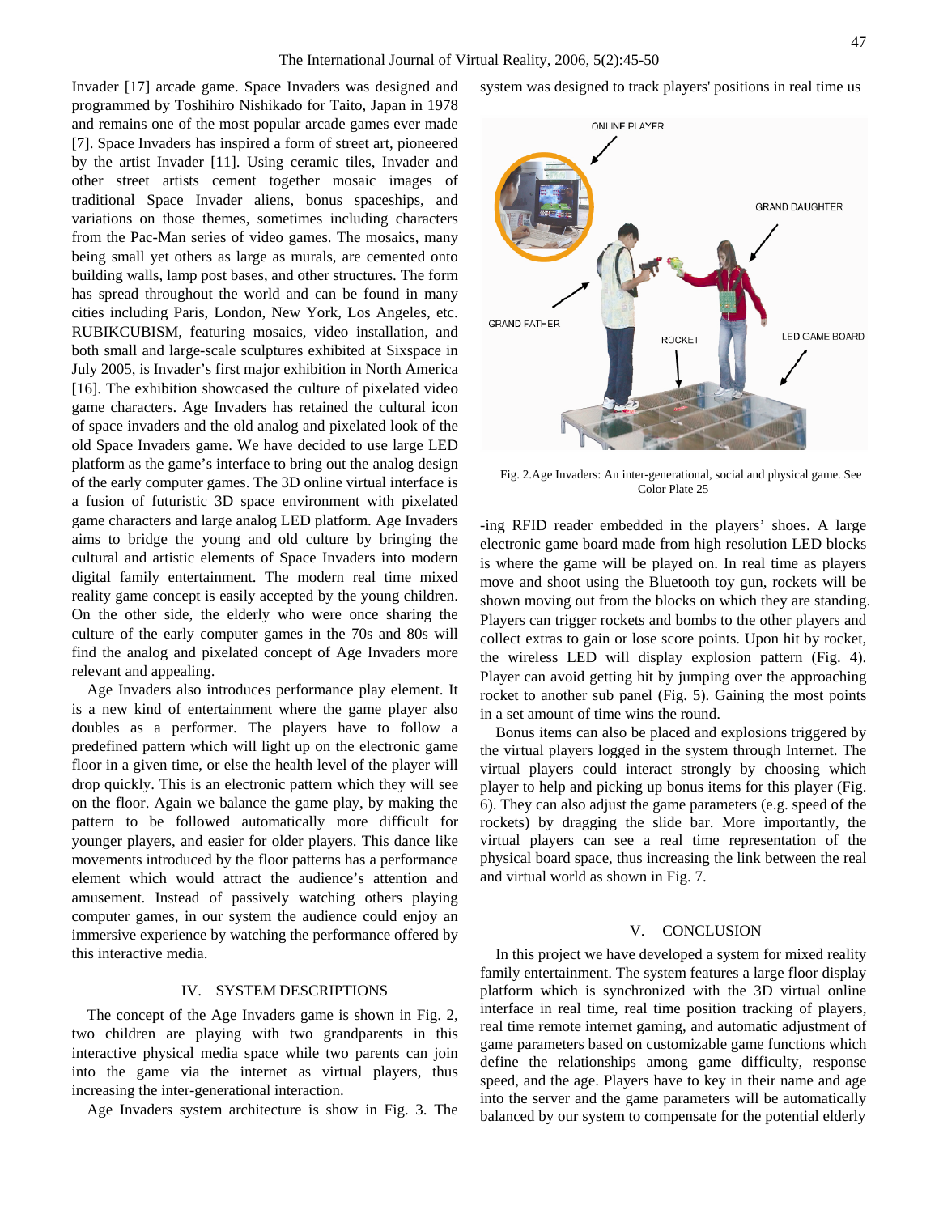Invader [17] arcade game. Space Invaders was designed and programmed by Toshihiro Nishikado for Taito, Japan in 1978 and remains one of the most popular arcade games ever made [7]. Space Invaders has inspired a form of street art, pioneered by the artist Invader [11]. Using ceramic tiles, Invader and other street artists cement together mosaic images of traditional Space Invader aliens, bonus spaceships, and variations on those themes, sometimes including characters from the Pac-Man series of video games. The mosaics, many being small yet others as large as murals, are cemented onto building walls, lamp post bases, and other structures. The form has spread throughout the world and can be found in many cities including Paris, London, New York, Los Angeles, etc. RUBIKCUBISM, featuring mosaics, video installation, and both small and large-scale sculptures exhibited at Sixspace in July 2005, is Invader's first major exhibition in North America [16]. The exhibition showcased the culture of pixelated video game characters. Age Invaders has retained the cultural icon of space invaders and the old analog and pixelated look of the old Space Invaders game. We have decided to use large LED platform as the game's interface to bring out the analog design of the early computer games. The 3D online virtual interface is a fusion of futuristic 3D space environment with pixelated game characters and large analog LED platform. Age Invaders aims to bridge the young and old culture by bringing the cultural and artistic elements of Space Invaders into modern digital family entertainment. The modern real time mixed reality game concept is easily accepted by the young children. On the other side, the elderly who were once sharing the culture of the early computer games in the 70s and 80s will find the analog and pixelated concept of Age Invaders more relevant and appealing.

Age Invaders also introduces performance play element. It is a new kind of entertainment where the game player also doubles as a performer. The players have to follow a predefined pattern which will light up on the electronic game floor in a given time, or else the health level of the player will drop quickly. This is an electronic pattern which they will see on the floor. Again we balance the game play, by making the pattern to be followed automatically more difficult for younger players, and easier for older players. This dance like movements introduced by the floor patterns has a performance element which would attract the audience's attention and amusement. Instead of passively watching others playing computer games, in our system the audience could enjoy an immersive experience by watching the performance offered by this interactive media.

## IV. SYSTEM DESCRIPTIONS

The concept of the Age Invaders game is shown in Fig. 2, two children are playing with two grandparents in this interactive physical media space while two parents can join into the game via the internet as virtual players, thus increasing the inter-generational interaction.

Age Invaders system architecture is show in Fig. 3. The system was designed to track players' positions in real time us-

Fig. 2.Age Invaders: An inter-generational, social and physical game. See Color Plate 25

-ing RFID reader embedded in the players' shoes. A large electronic game board made from high resolution LED blocks is where the game will be played on. In real time as players move and shoot using the Bluetooth toy gun, rockets will be shown moving out from the blocks on which they are standing. Players can trigger rockets and bombs to the other players and collect extras to gain or lose score points. Upon hit by rocket, the wireless LED will display explosion pattern (Fig. 4). Player can avoid getting hit by jumping over the approaching rocket to another sub panel (Fig. 5). Gaining the most points in a set amount of time wins the round.

Bonus items can also be placed and explosions triggered by the virtual players logged in the system through Internet. The virtual players could interact strongly by choosing which player to help and picking up bonus items for this player (Fig. 6). They can also adjust the game parameters (e.g. speed of the rockets) by dragging the slide bar. More importantly, the virtual players can see a real time representation of the physical board space, thus increasing the link between the real and virtual world as shown in Fig. 7.

## V. CONCLUSION

In this project we have developed a system for mixed reality family entertainment. The system features a large floor display platform which is synchronized with the 3D virtual online interface in real time, real time position tracking of players, real time remote internet gaming, and automatic adjustment of game parameters based on customizable game functions which define the relationships among game difficulty, response speed, and the age. Players have to key in their name and age into the server and the game parameters will be automatically balanced by our system to compensate for the potential elderly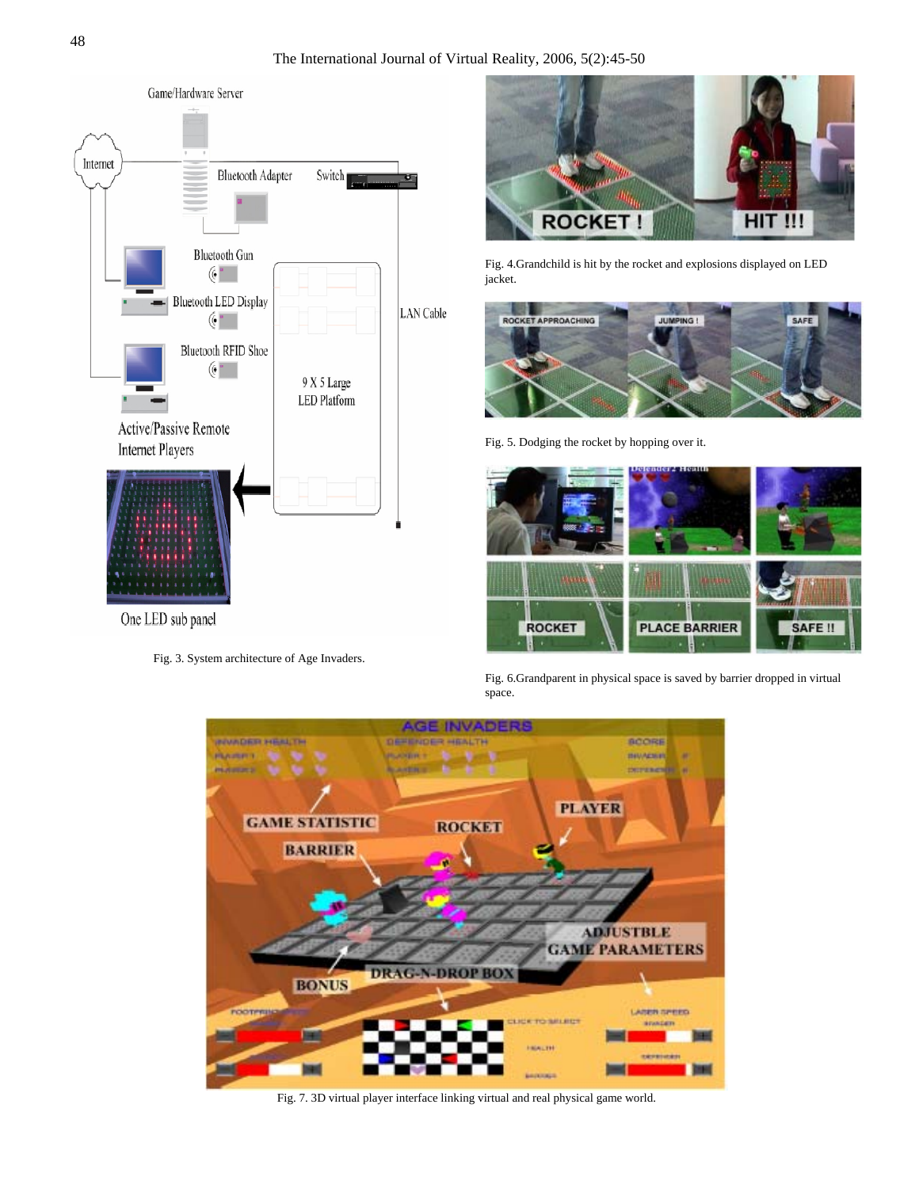Fig. 3. System architecture of Age Invaders.

Fig. 4.Grandchild is hit by the rocket and explosions displayed on LED jacket.

Fig. 5. Dodging the rocket by hopping over it.

Fig. 6.Grandparent in physical space is saved by barrier dropped in virtual space.

Fig. 7. 3D virtual player interface linking virtual and real physical game world.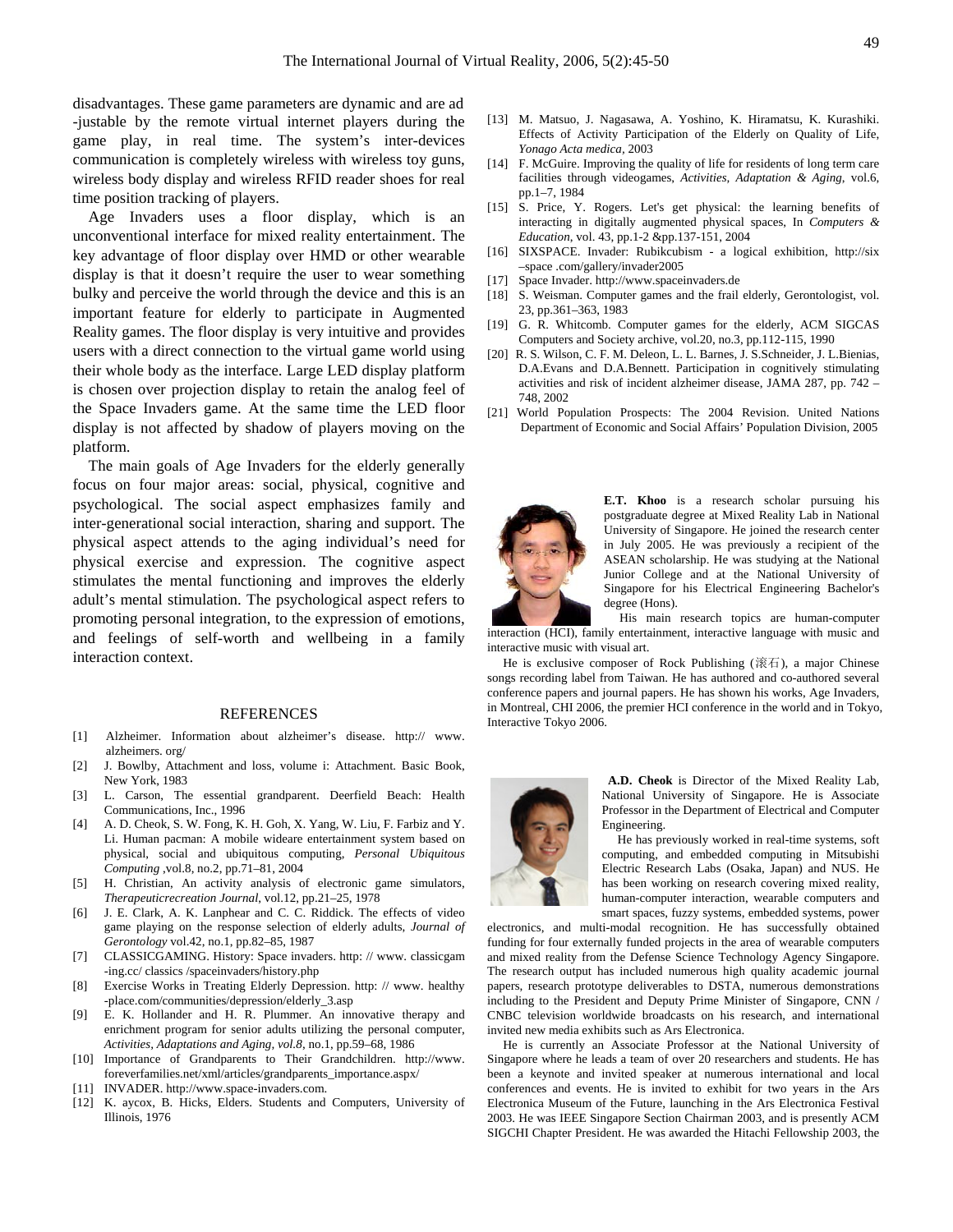disadvantages. These game parameters are dynamic and are ad -justable by the remote virtual internet players during the game play, in real time. The system's inter-devices communication is completely wireless with wireless toy guns, wireless body display and wireless RFID reader shoes for real time position tracking of players.

Age Invaders uses a floor display, which is an unconventional interface for mixed reality entertainment. The key advantage of floor display over HMD or other wearable display is that it doesn't require the user to wear something bulky and perceive the world through the device and this is an important feature for elderly to participate in Augmented Reality games. The floor display is very intuitive and provides users with a direct connection to the virtual game world using their whole body as the interface. Large LED display platform is chosen over projection display to retain the analog feel of the Space Invaders game. At the same time the LED floor display is not affected by shadow of players moving on the platform.

The main goals of Age Invaders for the elderly generally focus on four major areas: social, physical, cognitive and psychological. The social aspect emphasizes family and inter-generational social interaction, sharing and support. The physical aspect attends to the aging individual's need for physical exercise and expression. The cognitive aspect stimulates the mental functioning and improves the elderly adult's mental stimulation. The psychological aspect refers to promoting personal integration, to the expression of emotions, and feelings of self-worth and wellbeing in a family interaction context.

## REFERENCES

[1] Alzheimer. Information about alzheimer's disease. http:// www. alzheimers. org/

[2] J. Bowlby, Attachment and loss, volume i: Attachment. Basic Book, New York, 1983

[3] L. Carson, The essential grandparent. Deerfield Beach: Health Communications, Inc., 1996

[4] A. D. Cheok, S. W. Fong, K. H. Goh, X. Yang, W. Liu, F. Farbiz and Y. Li. Human pacman: A mobile wideare entertainment system based on physical, social and ubiquitous computing, *Personal Ubiquitous Computing* ,vol.8, no.2, pp.71–81, 2004

[5] H. Christian, An activity analysis of electronic game simulators, *Therapeuticrecreation Journal*, vol.12, pp.21–25, 1978

[6] J. E. Clark, A. K. Lanphear and C. C. Riddick. The effects of video game playing on the response selection of elderly adults, *Journal of Gerontology* vol.42, no.1, pp.82–85, 1987

[7] CLASSICGAMING. History: Space invaders. http: // www. classicgam -ing.cc/ classics /spaceinvaders/history.php

[8] Exercise Works in Treating Elderly Depression. http: // www. healthy -place.com/communities/depression/elderly_3.asp

[9] E. K. Hollander and H. R. Plummer. An innovative therapy and enrichment program for senior adults utilizing the personal computer, *Activities, Adaptations and Aging, vol.8*, no.1, pp.59–68, 1986

[10] Importance of Grandparents to Their Grandchildren. http://www. foreverfamilies.net/xml/articles/grandparents_importance.aspx/

[11] INVADER. http://www.space-invaders.com.

[12] K. aycox, B. Hicks, Elders. Students and Computers, University of Illinois, 1976

[13] M. Matsuo, J. Nagasawa, A. Yoshino, K. Hiramatsu, K. Kurashiki. Effects of Activity Participation of the Elderly on Quality of Life, *Yonago Acta medica*, 2003

[14] F. McGuire. Improving the quality of life for residents of long term care facilities through videogames, *Activities, Adaptation & Aging*, vol.6, pp.1–7, 1984

[15] S. Price, Y. Rogers. Let's get physical: the learning benefits of interacting in digitally augmented physical spaces, In *Computers & Education*, vol. 43, pp.1-2 &pp.137-151, 2004

[16] SIXSPACE. Invader: Rubikcubism - a logical exhibition, http://six –space .com/gallery/invader2005

[17] Space Invader. http://www.spaceinvaders.de

[18] S. Weisman. Computer games and the frail elderly, Gerontologist, vol. 23, pp.361–363, 1983

[19] G. R. Whitcomb. Computer games for the elderly, ACM SIGCAS Computers and Society archive, vol.20, no.3, pp.112-115, 1990

[20] R. S. Wilson, C. F. M. Deleon, L. L. Barnes, J. S.Schneider, J. L.Bienias, D.A.Evans and D.A.Bennett. Participation in cognitively stimulating activities and risk of incident alzheimer disease, JAMA 287, pp. 742 – 748, 2002

[21] World Population Prospects: The 2004 Revision. United Nations Department of Economic and Social Affairs' Population Division, 2005

**E.T. Khoo** is a research scholar pursuing his postgraduate degree at Mixed Reality Lab in National University of Singapore. He joined the research center in July 2005. He was previously a recipient of the ASEAN scholarship. He was studying at the National Junior College and at the National University of Singapore for his Electrical Engineering Bachelor's degree (Hons).

His main research topics are human-computer interaction (HCI), family entertainment, interactive language with music and interactive music with visual art.

He is exclusive composer of Rock Publishing (滚石), a major Chinese songs recording label from Taiwan. He has authored and co-authored several conference papers and journal papers. He has shown his works, Age Invaders, in Montreal, CHI 2006, the premier HCI conference in the world and in Tokyo, Interactive Tokyo 2006.

**A.D. Cheok** is Director of the Mixed Reality Lab, National University of Singapore. He is Associate Professor in the Department of Electrical and Computer Engineering.

He has previously worked in real-time systems, soft computing, and embedded computing in Mitsubishi Electric Research Labs (Osaka, Japan) and NUS. He has been working on research covering mixed reality, human-computer interaction, wearable computers and smart spaces, fuzzy systems, embedded systems, power electronics, and multi-modal recognition. He has successfully obtained funding for four externally funded projects in the area of wearable computers and mixed reality from the Defense Science Technology Agency Singapore. The research output has included numerous high quality academic journal papers, research prototype deliverables to DSTA, numerous demonstrations including to the President and Deputy Prime Minister of Singapore, CNN / CNBC television worldwide broadcasts on his research, and international invited new media exhibits such as Ars Electronica.

He is currently an Associate Professor at the National University of Singapore where he leads a team of over 20 researchers and students. He has been a keynote and invited speaker at numerous international and local conferences and events. He is invited to exhibit for two years in the Ars Electronica Museum of the Future, launching in the Ars Electronica Festival 2003. He was IEEE Singapore Section Chairman 2003, and is presently ACM SIGCHI Chapter President. He was awarded the Hitachi Fellowship 2003, the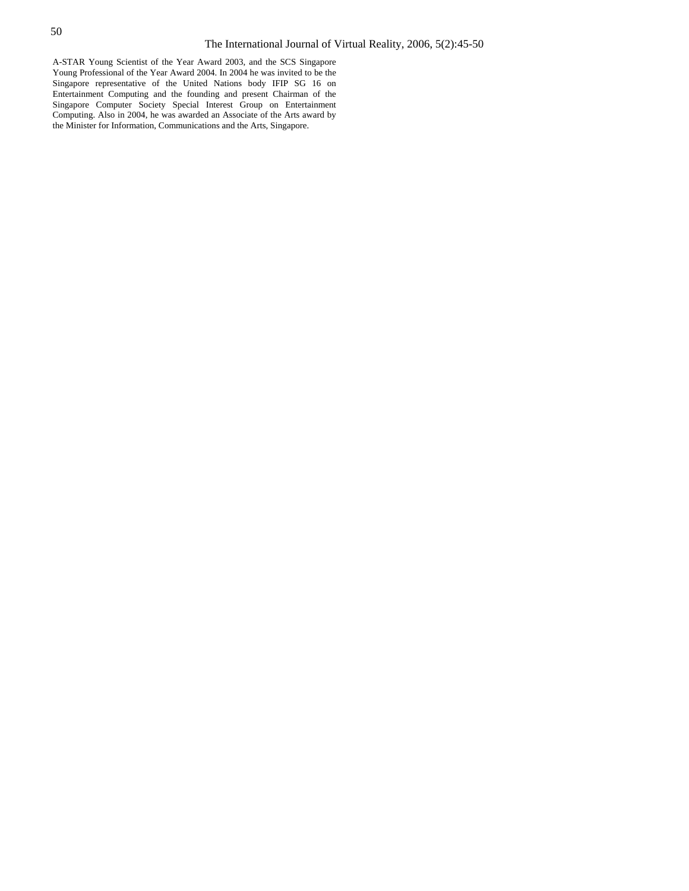A-STAR Young Scientist of the Year Award 2003, and the SCS Singapore Young Professional of the Year Award 2004. In 2004 he was invited to be the Singapore representative of the United Nations body IFIP SG 16 on Entertainment Computing and the founding and present Chairman of the Singapore Computer Society Special Interest Group on Entertainment Computing. Also in 2004, he was awarded an Associate of the Arts award by the Minister for Information, Communications and the Arts, Singapore.